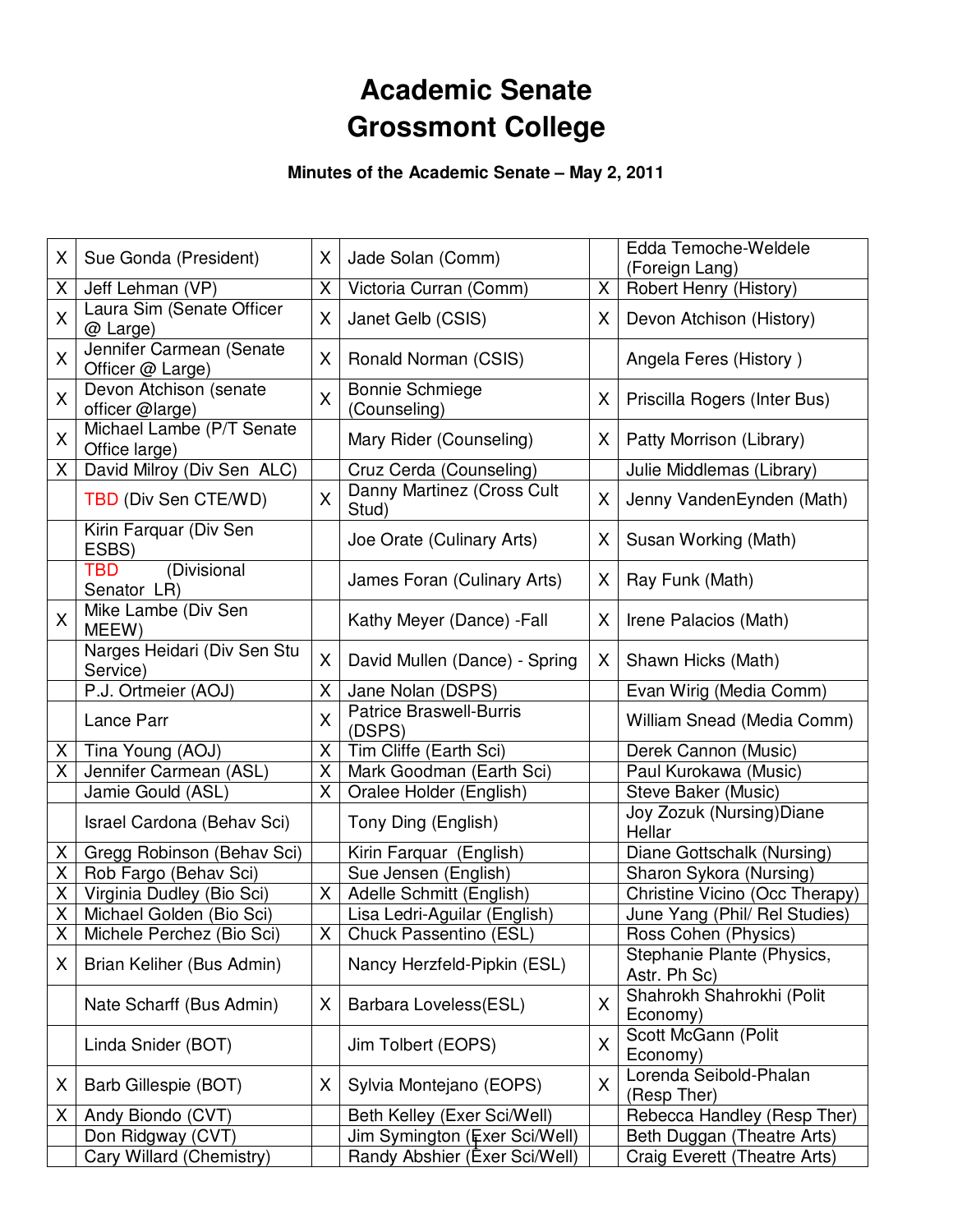# Academic Senate
# Grossmont College

**Minutes of the Academic Senate – May 2, 2011**

| | | | | | |
|---|---|---|---|---|---|
| X | Sue Gonda (President) | X | Jade Solan (Comm) | | Edda Temoche-Weldele (Foreign Lang) |
| X | Jeff Lehman (VP) | X | Victoria Curran (Comm) | X | Robert Henry (History) |
| X | Laura Sim (Senate Officer @ Large) | X | Janet Gelb (CSIS) | X | Devon Atchison (History) |
| X | Jennifer Carmean (Senate Officer @ Large) | X | Ronald Norman (CSIS) | | Angela Feres (History ) |
| X | Devon Atchison (senate officer @large) | X | Bonnie Schmiege (Counseling) | X | Priscilla Rogers (Inter Bus) |
| X | Michael Lambe (P/T Senate Office large) | | Mary Rider (Counseling) | X | Patty Morrison (Library) |
| X | David Milroy (Div Sen ALC) | | Cruz Cerda (Counseling) | | Julie Middlemas (Library) |
| | TBD (Div Sen CTE/WD) | X | Danny Martinez (Cross Cult Stud) | X | Jenny VandenEynden (Math) |
| | Kirin Farquar (Div Sen ESBS) | | Joe Orate (Culinary Arts) | X | Susan Working (Math) |
| | TBD (Divisional Senator LR) | | James Foran (Culinary Arts) | X | Ray Funk (Math) |
| X | Mike Lambe (Div Sen MEEW) | | Kathy Meyer (Dance) -Fall | X | Irene Palacios (Math) |
| | Narges Heidari (Div Sen Stu Service) | X | David Mullen (Dance) - Spring | X | Shawn Hicks (Math) |
| | P.J. Ortmeier (AOJ) | X | Jane Nolan (DSPS) | | Evan Wirig (Media Comm) |
| | Lance Parr | X | Patrice Braswell-Burris (DSPS) | | William Snead (Media Comm) |
| X | Tina Young (AOJ) | X | Tim Cliffe (Earth Sci) | | Derek Cannon (Music) |
| X | Jennifer Carmean (ASL) | X | Mark Goodman (Earth Sci) | | Paul Kurokawa (Music) |
| | Jamie Gould (ASL) | X | Oralee Holder (English) | | Steve Baker (Music) |
| | Israel Cardona (Behav Sci) | | Tony Ding (English) | | Joy Zozuk (Nursing)Diane Hellar |
| X | Gregg Robinson (Behav Sci) | | Kirin Farquar (English) | | Diane Gottschalk (Nursing) |
| X | Rob Fargo (Behav Sci) | | Sue Jensen (English) | | Sharon Sykora (Nursing) |
| X | Virginia Dudley (Bio Sci) | X | Adelle Schmitt (English) | | Christine Vicino (Occ Therapy) |
| X | Michael Golden (Bio Sci) | | Lisa Ledri-Aguilar (English) | | June Yang (Phil/ Rel Studies) |
| X | Michele Perchez (Bio Sci) | X | Chuck Passentino (ESL) | | Ross Cohen (Physics) |
| X | Brian Keliher (Bus Admin) | | Nancy Herzfeld-Pipkin (ESL) | | Stephanie Plante (Physics, Astr. Ph Sc) |
| | Nate Scharff (Bus Admin) | X | Barbara Loveless(ESL) | X | Shahrokh Shahrokhi (Polit Economy) |
| | Linda Snider (BOT) | | Jim Tolbert (EOPS) | X | Scott McGann (Polit Economy) |
| X | Barb Gillespie (BOT) | X | Sylvia Montejano (EOPS) | X | Lorenda Seibold-Phalan (Resp Ther) |
| X | Andy Biondo (CVT) | | Beth Kelley (Exer Sci/Well) | | Rebecca Handley (Resp Ther) |
| | Don Ridgway (CVT) | | Jim Symington (Exer Sci/Well) | | Beth Duggan (Theatre Arts) |
| | Cary Willard (Chemistry) | | Randy Abshier (Exer Sci/Well) | | Craig Everett (Theatre Arts) |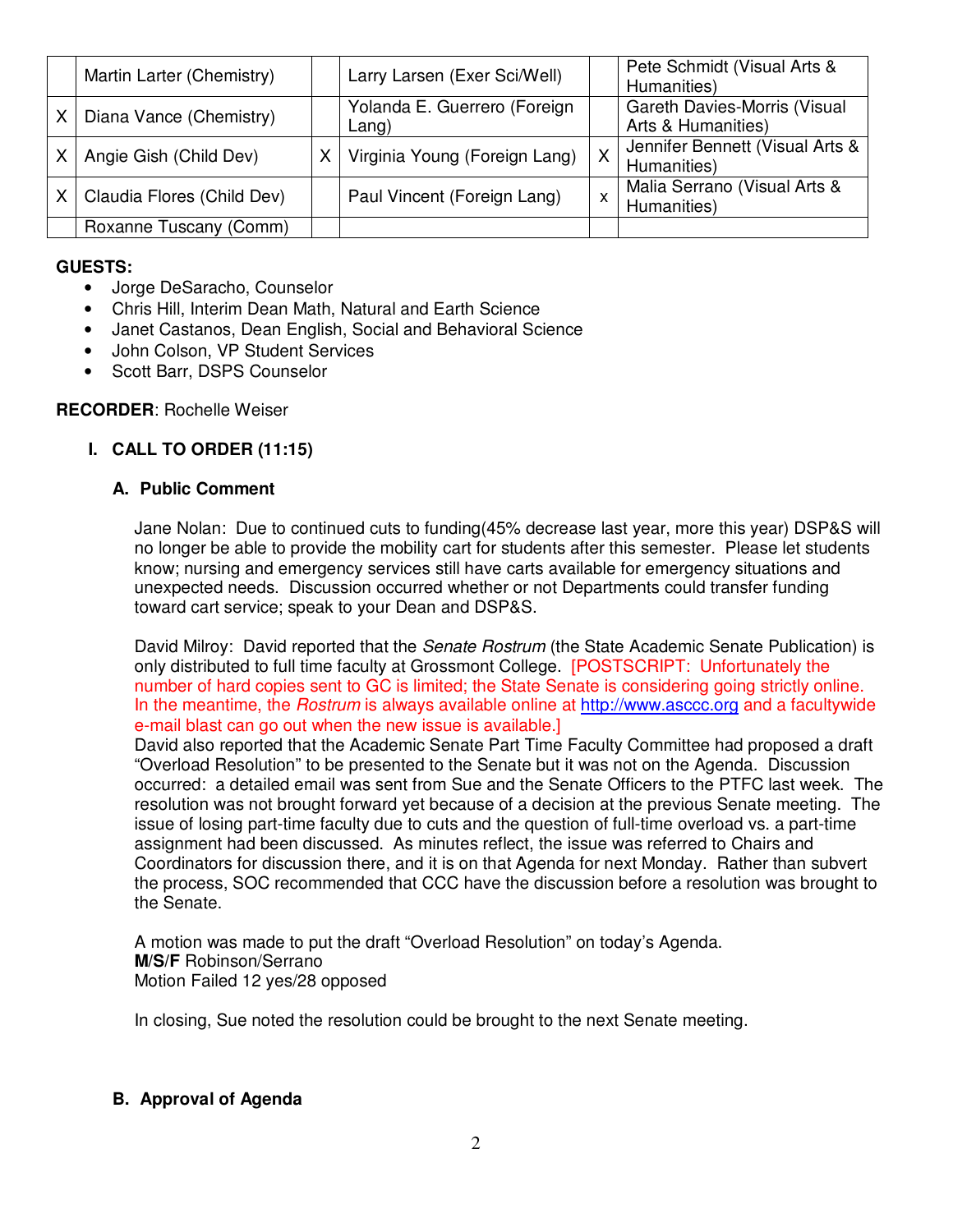| | | | | | |
|---|---|---|---|---|---|
| | Martin Larter (Chemistry) | | Larry Larsen (Exer Sci/Well) | | Pete Schmidt (Visual Arts & Humanities) |
| X | Diana Vance (Chemistry) | | Yolanda E. Guerrero (Foreign Lang) | | Gareth Davies-Morris (Visual Arts & Humanities) |
| X | Angie Gish (Child Dev) | X | Virginia Young (Foreign Lang) | X | Jennifer Bennett (Visual Arts & Humanities) |
| X | Claudia Flores (Child Dev) | | Paul Vincent (Foreign Lang) | x | Malia Serrano (Visual Arts & Humanities) |
| | Roxanne Tuscany (Comm) | | | | |

**GUESTS:**

- Jorge DeSaracho, Counselor
- Chris Hill, Interim Dean Math, Natural and Earth Science
- Janet Castanos, Dean English, Social and Behavioral Science
- John Colson, VP Student Services
- Scott Barr, DSPS Counselor

**RECORDER**: Rochelle Weiser

## I. CALL TO ORDER (11:15)

### A. Public Comment

Jane Nolan: Due to continued cuts to funding(45% decrease last year, more this year) DSP&S will no longer be able to provide the mobility cart for students after this semester. Please let students know; nursing and emergency services still have carts available for emergency situations and unexpected needs. Discussion occurred whether or not Departments could transfer funding toward cart service; speak to your Dean and DSP&S.

David Milroy: David reported that the *Senate Rostrum* (the State Academic Senate Publication) is only distributed to full time faculty at Grossmont College. [POSTSCRIPT: Unfortunately the number of hard copies sent to GC is limited; the State Senate is considering going strictly online. In the meantime, the *Rostrum* is always available online at http://www.asccc.org and a facultywide e-mail blast can go out when the new issue is available.]
David also reported that the Academic Senate Part Time Faculty Committee had proposed a draft "Overload Resolution" to be presented to the Senate but it was not on the Agenda. Discussion occurred: a detailed email was sent from Sue and the Senate Officers to the PTFC last week. The resolution was not brought forward yet because of a decision at the previous Senate meeting. The issue of losing part-time faculty due to cuts and the question of full-time overload vs. a part-time assignment had been discussed. As minutes reflect, the issue was referred to Chairs and Coordinators for discussion there, and it is on that Agenda for next Monday. Rather than subvert the process, SOC recommended that CCC have the discussion before a resolution was brought to the Senate.

A motion was made to put the draft "Overload Resolution" on today's Agenda.
**M/S/F** Robinson/Serrano
Motion Failed 12 yes/28 opposed

In closing, Sue noted the resolution could be brought to the next Senate meeting.

### B. Approval of Agenda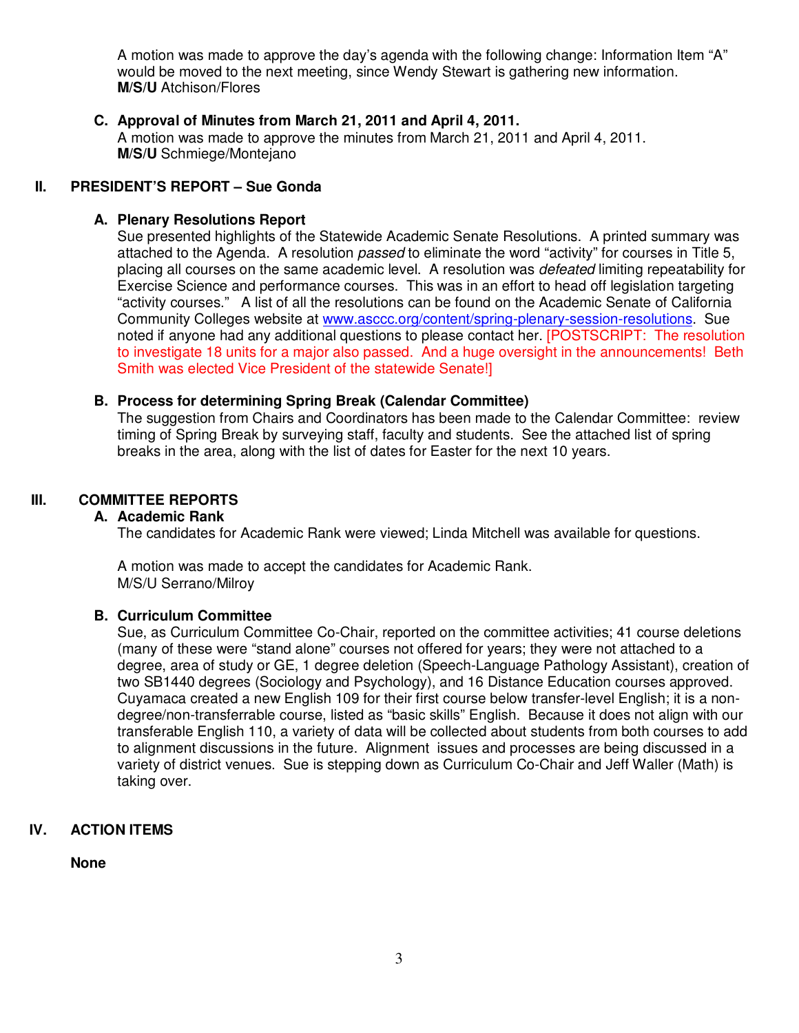A motion was made to approve the day's agenda with the following change: Information Item "A" would be moved to the next meeting, since Wendy Stewart is gathering new information.
**M/S/U** Atchison/Flores

**C. Approval of Minutes from March 21, 2011 and April 4, 2011.**
A motion was made to approve the minutes from March 21, 2011 and April 4, 2011.
**M/S/U** Schmiege/Montejano

## II. PRESIDENT'S REPORT – Sue Gonda

**A. Plenary Resolutions Report**
Sue presented highlights of the Statewide Academic Senate Resolutions. A printed summary was attached to the Agenda. A resolution *passed* to eliminate the word "activity" for courses in Title 5, placing all courses on the same academic level. A resolution was *defeated* limiting repeatability for Exercise Science and performance courses. This was in an effort to head off legislation targeting "activity courses." A list of all the resolutions can be found on the Academic Senate of California Community Colleges website at www.asccc.org/content/spring-plenary-session-resolutions. Sue noted if anyone had any additional questions to please contact her. [POSTSCRIPT: The resolution to investigate 18 units for a major also passed. And a huge oversight in the announcements! Beth Smith was elected Vice President of the statewide Senate!]

**B. Process for determining Spring Break (Calendar Committee)**
The suggestion from Chairs and Coordinators has been made to the Calendar Committee: review timing of Spring Break by surveying staff, faculty and students. See the attached list of spring breaks in the area, along with the list of dates for Easter for the next 10 years.

## III. COMMITTEE REPORTS

**A. Academic Rank**
The candidates for Academic Rank were viewed; Linda Mitchell was available for questions.

A motion was made to accept the candidates for Academic Rank.
M/S/U Serrano/Milroy

**B. Curriculum Committee**
Sue, as Curriculum Committee Co-Chair, reported on the committee activities; 41 course deletions (many of these were "stand alone" courses not offered for years; they were not attached to a degree, area of study or GE, 1 degree deletion (Speech-Language Pathology Assistant), creation of two SB1440 degrees (Sociology and Psychology), and 16 Distance Education courses approved. Cuyamaca created a new English 109 for their first course below transfer-level English; it is a non-degree/non-transferrable course, listed as "basic skills" English. Because it does not align with our transferable English 110, a variety of data will be collected about students from both courses to add to alignment discussions in the future. Alignment issues and processes are being discussed in a variety of district venues. Sue is stepping down as Curriculum Co-Chair and Jeff Waller (Math) is taking over.

## IV. ACTION ITEMS

**None**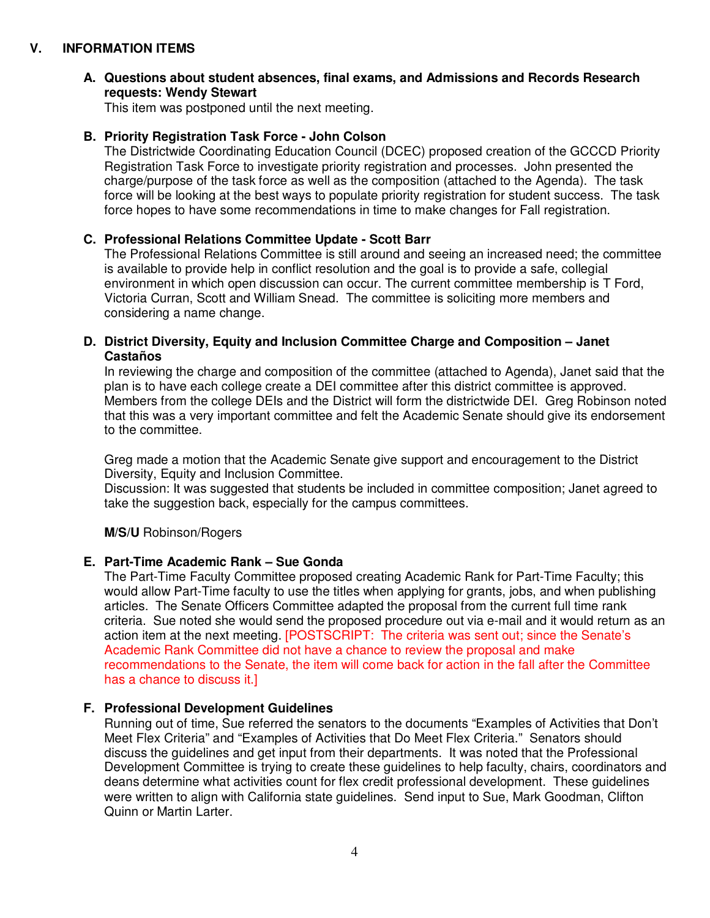## V. INFORMATION ITEMS

### A. Questions about student absences, final exams, and Admissions and Records Research requests: Wendy Stewart

This item was postponed until the next meeting.

### B. Priority Registration Task Force - John Colson

The Districtwide Coordinating Education Council (DCEC) proposed creation of the GCCCD Priority Registration Task Force to investigate priority registration and processes. John presented the charge/purpose of the task force as well as the composition (attached to the Agenda). The task force will be looking at the best ways to populate priority registration for student success. The task force hopes to have some recommendations in time to make changes for Fall registration.

### C. Professional Relations Committee Update - Scott Barr

The Professional Relations Committee is still around and seeing an increased need; the committee is available to provide help in conflict resolution and the goal is to provide a safe, collegial environment in which open discussion can occur. The current committee membership is T Ford, Victoria Curran, Scott and William Snead. The committee is soliciting more members and considering a name change.

### D. District Diversity, Equity and Inclusion Committee Charge and Composition – Janet Castaños

In reviewing the charge and composition of the committee (attached to Agenda), Janet said that the plan is to have each college create a DEI committee after this district committee is approved. Members from the college DEIs and the District will form the districtwide DEI. Greg Robinson noted that this was a very important committee and felt the Academic Senate should give its endorsement to the committee.

Greg made a motion that the Academic Senate give support and encouragement to the District Diversity, Equity and Inclusion Committee.
Discussion: It was suggested that students be included in committee composition; Janet agreed to take the suggestion back, especially for the campus committees.

**M/S/U** Robinson/Rogers

### E. Part-Time Academic Rank – Sue Gonda

The Part-Time Faculty Committee proposed creating Academic Rank for Part-Time Faculty; this would allow Part-Time faculty to use the titles when applying for grants, jobs, and when publishing articles. The Senate Officers Committee adapted the proposal from the current full time rank criteria. Sue noted she would send the proposed procedure out via e-mail and it would return as an action item at the next meeting. [POSTSCRIPT: The criteria was sent out; since the Senate's Academic Rank Committee did not have a chance to review the proposal and make recommendations to the Senate, the item will come back for action in the fall after the Committee has a chance to discuss it.]

### F. Professional Development Guidelines

Running out of time, Sue referred the senators to the documents "Examples of Activities that Don't Meet Flex Criteria" and "Examples of Activities that Do Meet Flex Criteria." Senators should discuss the guidelines and get input from their departments. It was noted that the Professional Development Committee is trying to create these guidelines to help faculty, chairs, coordinators and deans determine what activities count for flex credit professional development. These guidelines were written to align with California state guidelines. Send input to Sue, Mark Goodman, Clifton Quinn or Martin Larter.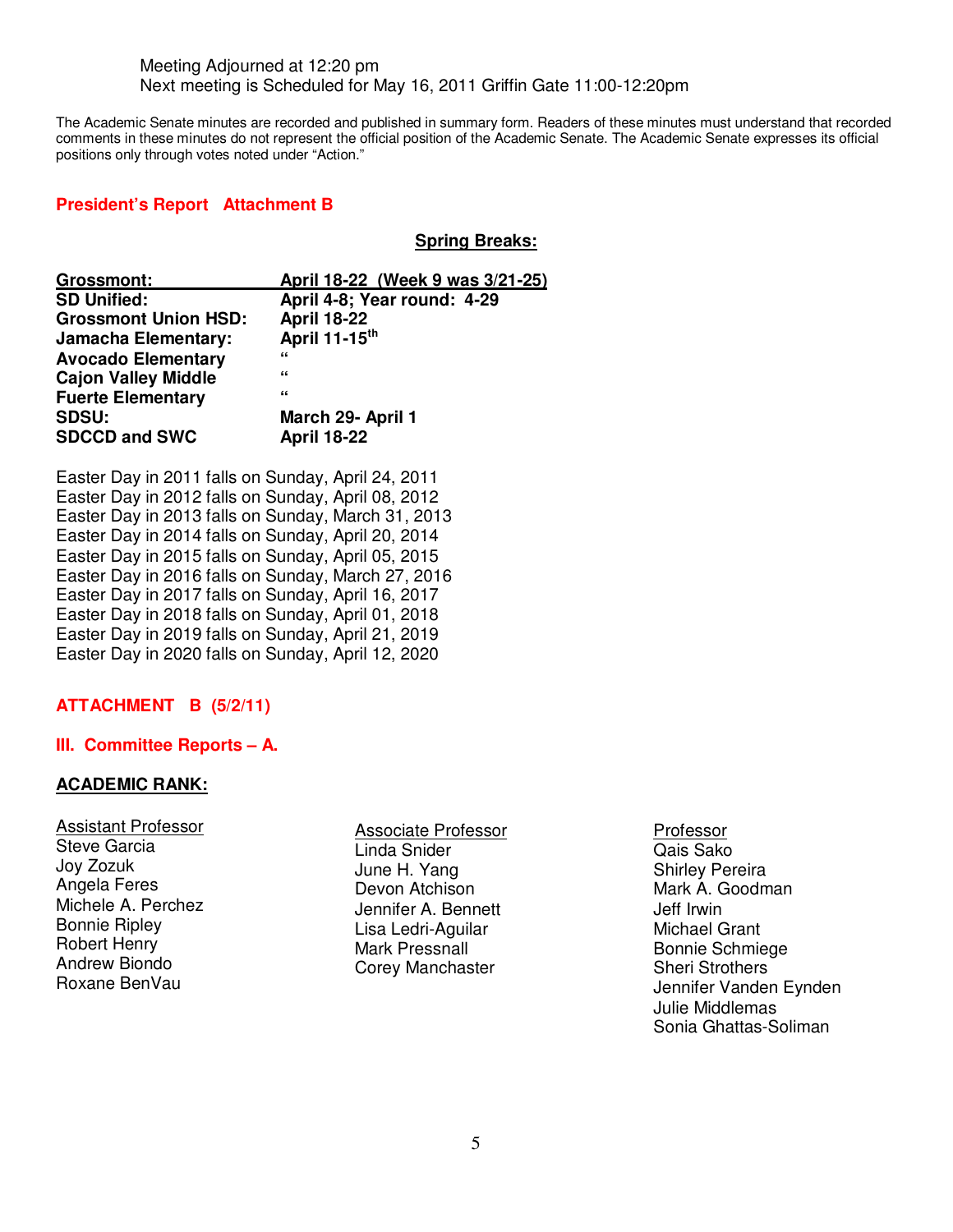Meeting Adjourned at 12:20 pm
Next meeting is Scheduled for May 16, 2011 Griffin Gate 11:00-12:20pm

The Academic Senate minutes are recorded and published in summary form. Readers of these minutes must understand that recorded comments in these minutes do not represent the official position of the Academic Senate. The Academic Senate expresses its official positions only through votes noted under “Action.”

## President’s Report   Attachment B

**Spring Breaks:**

| **Grossmont:** | **April 18-22 (Week 9 was 3/21-25)** |
|---|---|
| **SD Unified:** | **April 4-8; Year round: 4-29** |
| **Grossmont Union HSD:** | **April 18-22** |
| **Jamacha Elementary:** | **April 11-15th** |
| **Avocado Elementary** | **“** |
| **Cajon Valley Middle** | **“** |
| **Fuerte Elementary** | **“** |
| **SDSU:** | **March 29- April 1** |
| **SDCCD and SWC** | **April 18-22** |

Easter Day in 2011 falls on Sunday, April 24, 2011
Easter Day in 2012 falls on Sunday, April 08, 2012
Easter Day in 2013 falls on Sunday, March 31, 2013
Easter Day in 2014 falls on Sunday, April 20, 2014
Easter Day in 2015 falls on Sunday, April 05, 2015
Easter Day in 2016 falls on Sunday, March 27, 2016
Easter Day in 2017 falls on Sunday, April 16, 2017
Easter Day in 2018 falls on Sunday, April 01, 2018
Easter Day in 2019 falls on Sunday, April 21, 2019
Easter Day in 2020 falls on Sunday, April 12, 2020

## ATTACHMENT B (5/2/11)

## III. Committee Reports – A.

**ACADEMIC RANK:**

| Assistant Professor | Associate Professor | Professor |
|---|---|---|
| Steve Garcia | Linda Snider | Qais Sako |
| Joy Zozuk | June H. Yang | Shirley Pereira |
| Angela Feres | Devon Atchison | Mark A. Goodman |
| Michele A. Perchez | Jennifer A. Bennett | Jeff Irwin |
| Bonnie Ripley | Lisa Ledri-Aguilar | Michael Grant |
| Robert Henry | Mark Pressnall | Bonnie Schmiege |
| Andrew Biondo | Corey Manchaster | Sheri Strothers |
| Roxane BenVau | | Jennifer Vanden Eynden |
| | | Julie Middlemas |
| | | Sonia Ghattas-Soliman |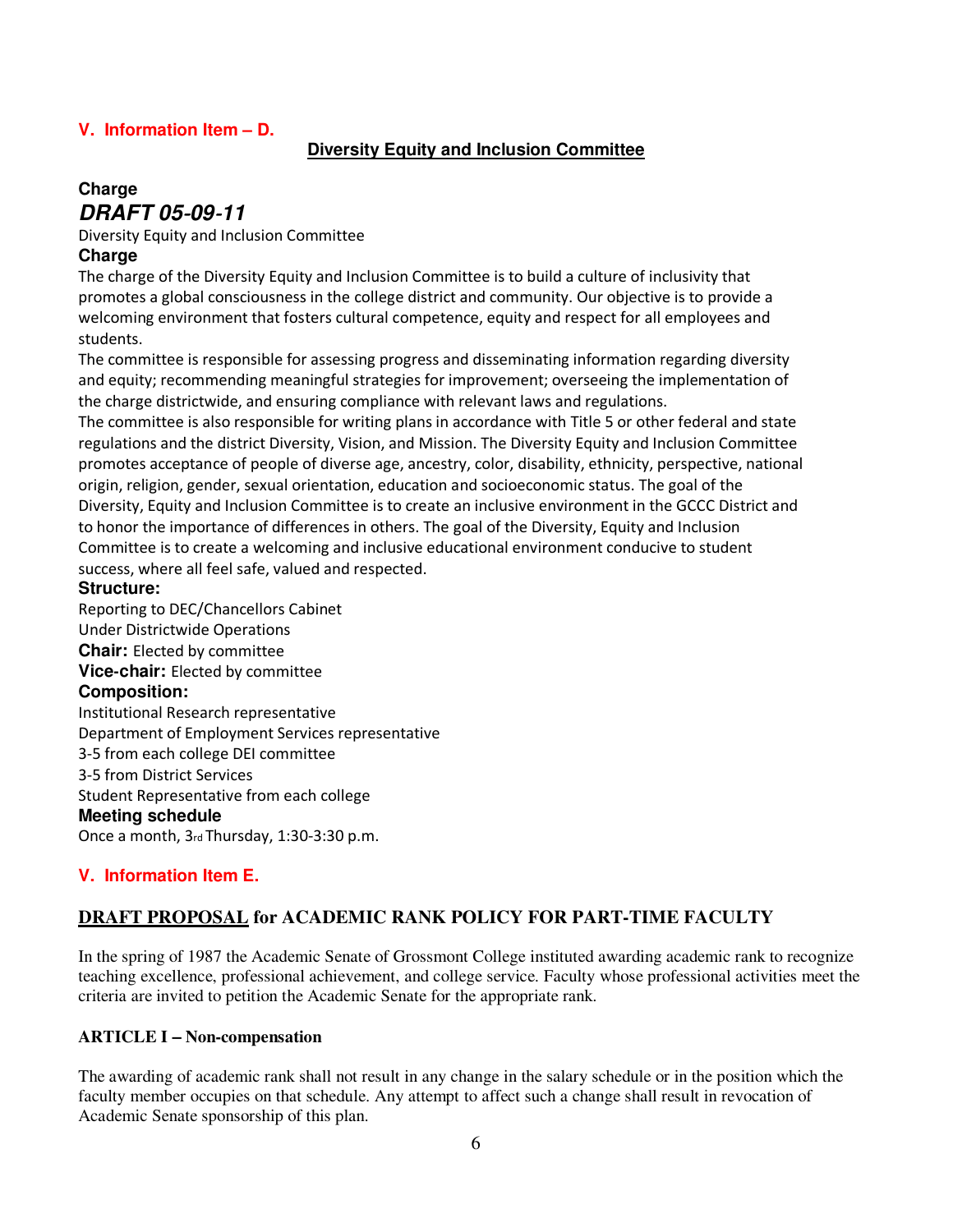**V. Information Item – D.**

## Diversity Equity and Inclusion Committee

**Charge**

***DRAFT 05-09-11***

Diversity Equity and Inclusion Committee

**Charge**

The charge of the Diversity Equity and Inclusion Committee is to build a culture of inclusivity that promotes a global consciousness in the college district and community. Our objective is to provide a welcoming environment that fosters cultural competence, equity and respect for all employees and students.

The committee is responsible for assessing progress and disseminating information regarding diversity and equity; recommending meaningful strategies for improvement; overseeing the implementation of the charge districtwide, and ensuring compliance with relevant laws and regulations.

The committee is also responsible for writing plans in accordance with Title 5 or other federal and state regulations and the district Diversity, Vision, and Mission. The Diversity Equity and Inclusion Committee promotes acceptance of people of diverse age, ancestry, color, disability, ethnicity, perspective, national origin, religion, gender, sexual orientation, education and socioeconomic status. The goal of the Diversity, Equity and Inclusion Committee is to create an inclusive environment in the GCCC District and to honor the importance of differences in others. The goal of the Diversity, Equity and Inclusion Committee is to create a welcoming and inclusive educational environment conducive to student success, where all feel safe, valued and respected.

**Structure:**

Reporting to DEC/Chancellors Cabinet
Under Districtwide Operations

**Chair:** Elected by committee

**Vice-chair:** Elected by committee

**Composition:**

Institutional Research representative
Department of Employment Services representative
3-5 from each college DEI committee
3-5 from District Services
Student Representative from each college

**Meeting schedule**

Once a month, 3rd Thursday, 1:30-3:30 p.m.

**V. Information Item E.**

## DRAFT PROPOSAL for ACADEMIC RANK POLICY FOR PART-TIME FACULTY

In the spring of 1987 the Academic Senate of Grossmont College instituted awarding academic rank to recognize teaching excellence, professional achievement, and college service. Faculty whose professional activities meet the criteria are invited to petition the Academic Senate for the appropriate rank.

**ARTICLE I – Non-compensation**

The awarding of academic rank shall not result in any change in the salary schedule or in the position which the faculty member occupies on that schedule. Any attempt to affect such a change shall result in revocation of Academic Senate sponsorship of this plan.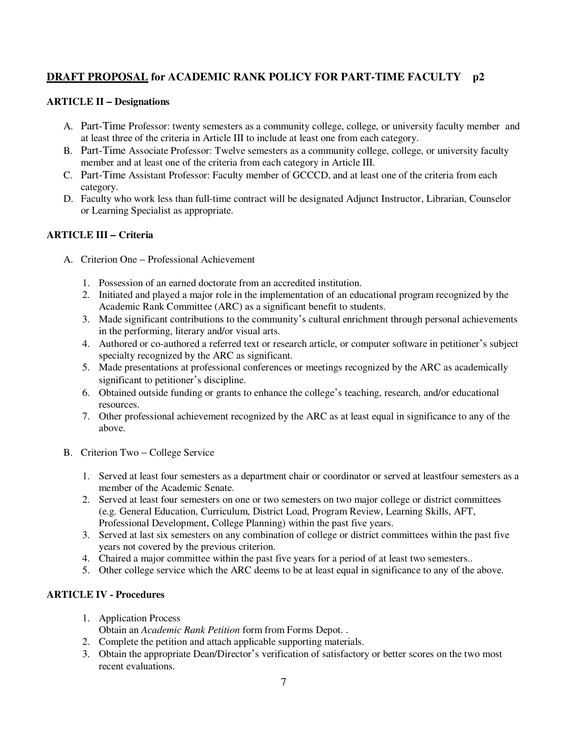## **<u>DRAFT PROPOSAL</u> for ACADEMIC RANK POLICY FOR PART-TIME FACULTY p2**

### ARTICLE II – Designations

A. Part-Time Professor: twenty semesters as a community college, college, or university faculty member and at least three of the criteria in Article III to include at least one from each category.
B. Part-Time Associate Professor: Twelve semesters as a community college, college, or university faculty member and at least one of the criteria from each category in Article III.
C. Part-Time Assistant Professor: Faculty member of GCCCD, and at least one of the criteria from each category.
D. Faculty who work less than full-time contract will be designated Adjunct Instructor, Librarian, Counselor or Learning Specialist as appropriate.

### ARTICLE III – Criteria

A. Criterion One – Professional Achievement

1. Possession of an earned doctorate from an accredited institution.
2. Initiated and played a major role in the implementation of an educational program recognized by the Academic Rank Committee (ARC) as a significant benefit to students.
3. Made significant contributions to the community's cultural enrichment through personal achievements in the performing, literary and/or visual arts.
4. Authored or co-authored a referred text or research article, or computer software in petitioner's subject specialty recognized by the ARC as significant.
5. Made presentations at professional conferences or meetings recognized by the ARC as academically significant to petitioner's discipline.
6. Obtained outside funding or grants to enhance the college's teaching, research, and/or educational resources.
7. Other professional achievement recognized by the ARC as at least equal in significance to any of the above.

B. Criterion Two – College Service

1. Served at least four semesters as a department chair or coordinator or served at leastfour semesters as a member of the Academic Senate.
2. Served at least four semesters on one or two semesters on two major college or district committees (e.g. General Education, Curriculum, District Load, Program Review, Learning Skills, AFT, Professional Development, College Planning) within the past five years.
3. Served at last six semesters on any combination of college or district committees within the past five years not covered by the previous criterion.
4. Chaired a major committee within the past five years for a period of at least two semesters..
5. Other college service which the ARC deems to be at least equal in significance to any of the above.

### ARTICLE IV - Procedures

1. Application Process
   Obtain an *Academic Rank Petition* form from Forms Depot. .
2. Complete the petition and attach applicable supporting materials.
3. Obtain the appropriate Dean/Director's verification of satisfactory or better scores on the two most recent evaluations.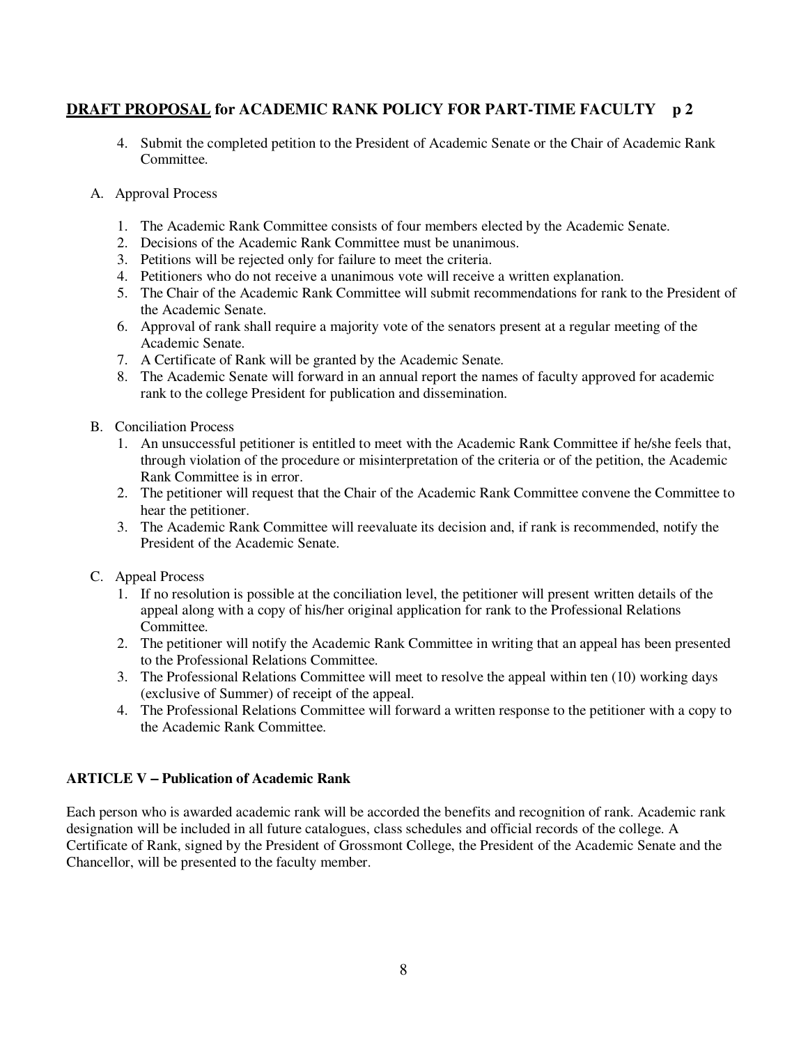## **DRAFT PROPOSAL for ACADEMIC RANK POLICY FOR PART-TIME FACULTY p 2**

4. Submit the completed petition to the President of Academic Senate or the Chair of Academic Rank Committee.

A. Approval Process

1. The Academic Rank Committee consists of four members elected by the Academic Senate.
2. Decisions of the Academic Rank Committee must be unanimous.
3. Petitions will be rejected only for failure to meet the criteria.
4. Petitioners who do not receive a unanimous vote will receive a written explanation.
5. The Chair of the Academic Rank Committee will submit recommendations for rank to the President of the Academic Senate.
6. Approval of rank shall require a majority vote of the senators present at a regular meeting of the Academic Senate.
7. A Certificate of Rank will be granted by the Academic Senate.
8. The Academic Senate will forward in an annual report the names of faculty approved for academic rank to the college President for publication and dissemination.

B. Conciliation Process

1. An unsuccessful petitioner is entitled to meet with the Academic Rank Committee if he/she feels that, through violation of the procedure or misinterpretation of the criteria or of the petition, the Academic Rank Committee is in error.
2. The petitioner will request that the Chair of the Academic Rank Committee convene the Committee to hear the petitioner.
3. The Academic Rank Committee will reevaluate its decision and, if rank is recommended, notify the President of the Academic Senate.

C. Appeal Process

1. If no resolution is possible at the conciliation level, the petitioner will present written details of the appeal along with a copy of his/her original application for rank to the Professional Relations Committee.
2. The petitioner will notify the Academic Rank Committee in writing that an appeal has been presented to the Professional Relations Committee.
3. The Professional Relations Committee will meet to resolve the appeal within ten (10) working days (exclusive of Summer) of receipt of the appeal.
4. The Professional Relations Committee will forward a written response to the petitioner with a copy to the Academic Rank Committee.

### **ARTICLE V – Publication of Academic Rank**

Each person who is awarded academic rank will be accorded the benefits and recognition of rank. Academic rank designation will be included in all future catalogues, class schedules and official records of the college. A Certificate of Rank, signed by the President of Grossmont College, the President of the Academic Senate and the Chancellor, will be presented to the faculty member.